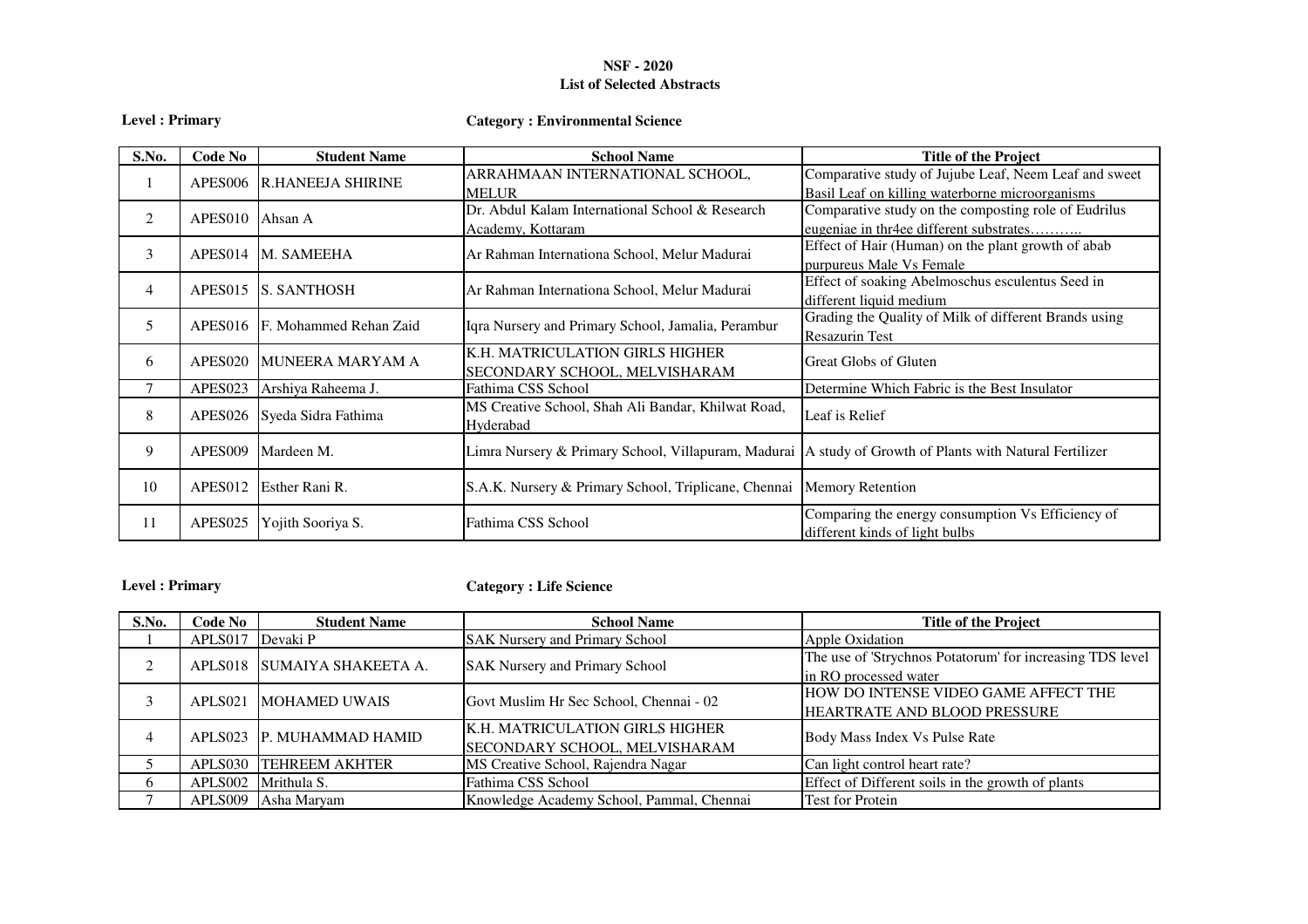# NSF - 2020
## List of Selected Abstracts

**Level : Primary** **Category : Environmental Science**

| S.No. | Code No | Student Name | School Name | Title of the Project |
|---|---|---|---|---|
| 1 | APES006 | R.HANEEJA SHIRINE | ARRAHMAAN INTERNATIONAL SCHOOL, MELUR | Comparative study of Jujube Leaf, Neem Leaf and sweet Basil Leaf on killing waterborne microorganisms |
| 2 | APES010 | Ahsan A | Dr. Abdul Kalam International School & Research Academy, Kottaram | Comparative study on the composting role of Eudrilus eugeniae in thr4ee different substrates……….. |
| 3 | APES014 | M. SAMEEHA | Ar Rahman Internationa School, Melur Madurai | Effect of Hair (Human) on the plant growth of abab purpureus Male Vs Female |
| 4 | APES015 | S. SANTHOSH | Ar Rahman Internationa School, Melur Madurai | Effect of soaking Abelmoschus esculentus Seed in different liquid medium |
| 5 | APES016 | F. Mohammed Rehan Zaid | Iqra Nursery and Primary School, Jamalia, Perambur | Grading the Quality of Milk of different Brands using Resazurin Test |
| 6 | APES020 | MUNEERA MARYAM A | K.H. MATRICULATION GIRLS HIGHER SECONDARY SCHOOL, MELVISHARAM | Great Globs of Gluten |
| 7 | APES023 | Arshiya Raheema J. | Fathima CSS School | Determine Which Fabric is the Best Insulator |
| 8 | APES026 | Syeda Sidra Fathima | MS Creative School, Shah Ali Bandar, Khilwat Road, Hyderabad | Leaf is Relief |
| 9 | APES009 | Mardeen M. | Limra Nursery & Primary School, Villapuram, Madurai | A study of Growth of Plants with Natural Fertilizer |
| 10 | APES012 | Esther Rani R. | S.A.K. Nursery & Primary School, Triplicane, Chennai | Memory Retention |
| 11 | APES025 | Yojith Sooriya S. | Fathima CSS School | Comparing the energy consumption Vs Efficiency of different kinds of light bulbs |

**Level : Primary** **Category : Life Science**

| S.No. | Code No | Student Name | School Name | Title of the Project |
|---|---|---|---|---|
| 1 | APLS017 | Devaki P | SAK Nursery and Primary School | Apple Oxidation |
| 2 | APLS018 | SUMAIYA SHAKEETA A. | SAK Nursery and Primary School | The use of 'Strychnos Potatorum' for increasing TDS level in RO processed water |
| 3 | APLS021 | MOHAMED UWAIS | Govt Muslim Hr Sec School, Chennai - 02 | HOW DO INTENSE VIDEO GAME AFFECT THE HEARTRATE AND BLOOD PRESSURE |
| 4 | APLS023 | P. MUHAMMAD HAMID | K.H. MATRICULATION GIRLS HIGHER SECONDARY SCHOOL, MELVISHARAM | Body Mass Index Vs Pulse Rate |
| 5 | APLS030 | TEHREEM AKHTER | MS Creative School, Rajendra Nagar | Can light control heart rate? |
| 6 | APLS002 | Mrithula S. | Fathima CSS School | Effect of Different soils in the growth of plants |
| 7 | APLS009 | Asha Maryam | Knowledge Academy School, Pammal, Chennai | Test for Protein |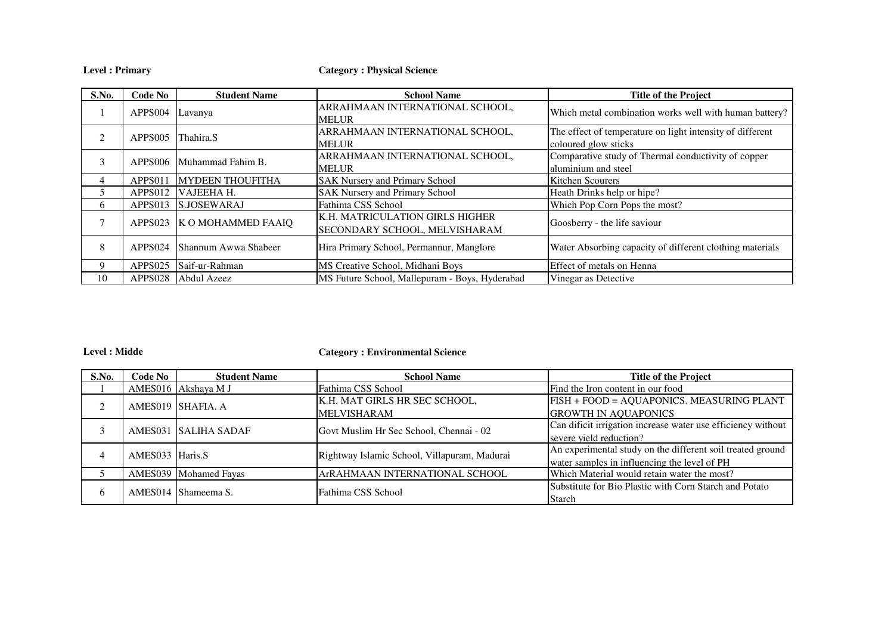**Level : Primary** **Category : Physical Science**

| S.No. | Code No | Student Name | School Name | Title of the Project |
|---|---|---|---|---|
| 1 | APPS004 | Lavanya | ARRAHMAAN INTERNATIONAL SCHOOL, MELUR | Which metal combination works well with human battery? |
| 2 | APPS005 | Thahira.S | ARRAHMAAN INTERNATIONAL SCHOOL, MELUR | The effect of temperature on light intensity of different coloured glow sticks |
| 3 | APPS006 | Muhammad Fahim B. | ARRAHMAAN INTERNATIONAL SCHOOL, MELUR | Comparative study of Thermal conductivity of copper aluminium and steel |
| 4 | APPS011 | MYDEEN THOUFITHA | SAK Nursery and Primary School | Kitchen Scourers |
| 5 | APPS012 | VAJEEHA H. | SAK Nursery and Primary School | Heath Drinks help or hipe? |
| 6 | APPS013 | S.JOSEWARAJ | Fathima CSS School | Which Pop Corn Pops the most? |
| 7 | APPS023 | K O MOHAMMED FAAIQ | K.H. MATRICULATION GIRLS HIGHER SECONDARY SCHOOL, MELVISHARAM | Goosberry - the life saviour |
| 8 | APPS024 | Shannum Awwa Shabeer | Hira Primary School, Permannur, Manglore | Water Absorbing capacity of different clothing materials |
| 9 | APPS025 | Saif-ur-Rahman | MS Creative School, Midhani Boys | Effect of metals on Henna |
| 10 | APPS028 | Abdul Azeez | MS Future School, Mallepuram - Boys, Hyderabad | Vinegar as Detective |

**Level : Midde** **Category : Environmental Science**

| S.No. | Code No | Student Name | School Name | Title of the Project |
|---|---|---|---|---|
| 1 | AMES016 | Akshaya M J | Fathima CSS School | Find the Iron content in our food |
| 2 | AMES019 | SHAFIA. A | K.H. MAT GIRLS HR SEC SCHOOL, MELVISHARAM | FISH + FOOD = AQUAPONICS. MEASURING PLANT GROWTH IN AQUAPONICS |
| 3 | AMES031 | SALIHA SADAF | Govt Muslim Hr Sec School, Chennai - 02 | Can dificit irrigation increase water use efficiency without severe yield reduction? |
| 4 | AMES033 | Haris.S | Rightway Islamic School, Villapuram, Madurai | An experimental study on the different soil treated ground water samples in influencing the level of PH |
| 5 | AMES039 | Mohamed Fayas | ArRAHMAAN INTERNATIONAL SCHOOL | Which Material would retain water the most? |
| 6 | AMES014 | Shameema S. | Fathima CSS School | Substitute for Bio Plastic with Corn Starch and Potato Starch |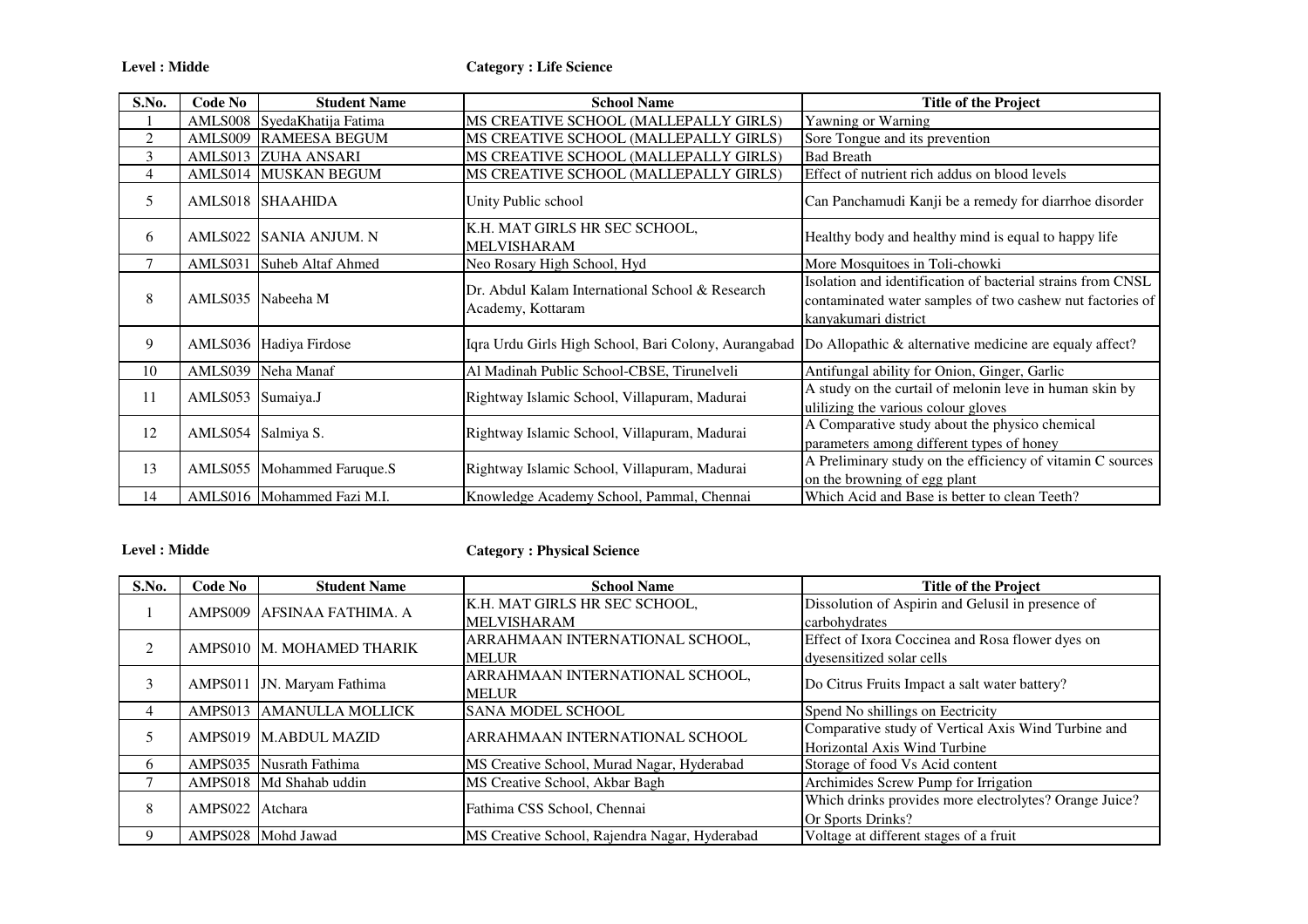**Level : Midde** **Category : Life Science**

| S.No. | Code No | Student Name | School Name | Title of the Project |
|---|---|---|---|---|
| 1 | AMLS008 | SyedaKhatija Fatima | MS CREATIVE SCHOOL (MALLEPALLY GIRLS) | Yawning or Warning |
| 2 | AMLS009 | RAMEESA BEGUM | MS CREATIVE SCHOOL (MALLEPALLY GIRLS) | Sore Tongue and its prevention |
| 3 | AMLS013 | ZUHA ANSARI | MS CREATIVE SCHOOL (MALLEPALLY GIRLS) | Bad Breath |
| 4 | AMLS014 | MUSKAN BEGUM | MS CREATIVE SCHOOL (MALLEPALLY GIRLS) | Effect of nutrient rich addus on blood levels |
| 5 | AMLS018 | SHAAHIDA | Unity Public school | Can Panchamudi Kanji be a remedy for diarrhoe disorder |
| 6 | AMLS022 | SANIA ANJUM. N | K.H. MAT GIRLS HR SEC SCHOOL, MELVISHARAM | Healthy body and healthy mind is equal to happy life |
| 7 | AMLS031 | Suheb Altaf Ahmed | Neo Rosary High School, Hyd | More Mosquitoes in Toli-chowki |
| 8 | AMLS035 | Nabeeha M | Dr. Abdul Kalam International School & Research Academy, Kottaram | Isolation and identification of bacterial strains from CNSL contaminated water samples of two cashew nut factories of kanyakumari district |
| 9 | AMLS036 | Hadiya Firdose | Iqra Urdu Girls High School, Bari Colony, Aurangabad | Do Allopathic & alternative medicine are equaly affect? |
| 10 | AMLS039 | Neha Manaf | Al Madinah Public School-CBSE, Tirunelveli | Antifungal ability for Onion, Ginger, Garlic |
| 11 | AMLS053 | Sumaiya.J | Rightway Islamic School, Villapuram, Madurai | A study on the curtail of melonin leve in human skin by ulilizing the various colour gloves |
| 12 | AMLS054 | Salmiya S. | Rightway Islamic School, Villapuram, Madurai | A Comparative study about the physico chemical parameters among different types of honey |
| 13 | AMLS055 | Mohammed Faruque.S | Rightway Islamic School, Villapuram, Madurai | A Preliminary study on the efficiency of vitamin C sources on the browning of egg plant |
| 14 | AMLS016 | Mohammed Fazi M.I. | Knowledge Academy School, Pammal, Chennai | Which Acid and Base is better to clean Teeth? |

**Level : Midde** **Category : Physical Science**

| S.No. | Code No | Student Name | School Name | Title of the Project |
|---|---|---|---|---|
| 1 | AMPS009 | AFSINAA FATHIMA. A | K.H. MAT GIRLS HR SEC SCHOOL, MELVISHARAM | Dissolution of Aspirin and Gelusil in presence of carbohydrates |
| 2 | AMPS010 | M. MOHAMED THARIK | ARRAHMAAN INTERNATIONAL SCHOOL, MELUR | Effect of Ixora Coccinea and Rosa flower dyes on dyesensitized solar cells |
| 3 | AMPS011 | JN. Maryam Fathima | ARRAHMAAN INTERNATIONAL SCHOOL, MELUR | Do Citrus Fruits Impact a salt water battery? |
| 4 | AMPS013 | AMANULLA MOLLICK | SANA MODEL SCHOOL | Spend No shillings on Eectricity |
| 5 | AMPS019 | M.ABDUL MAZID | ARRAHMAAN INTERNATIONAL SCHOOL | Comparative study of Vertical Axis Wind Turbine and Horizontal Axis Wind Turbine |
| 6 | AMPS035 | Nusrath Fathima | MS Creative School, Murad Nagar, Hyderabad | Storage of food Vs Acid content |
| 7 | AMPS018 | Md Shahab uddin | MS Creative School, Akbar Bagh | Archimides Screw Pump for Irrigation |
| 8 | AMPS022 | Atchara | Fathima CSS School, Chennai | Which drinks provides more electrolytes? Orange Juice? Or Sports Drinks? |
| 9 | AMPS028 | Mohd Jawad | MS Creative School, Rajendra Nagar, Hyderabad | Voltage at different stages of a fruit |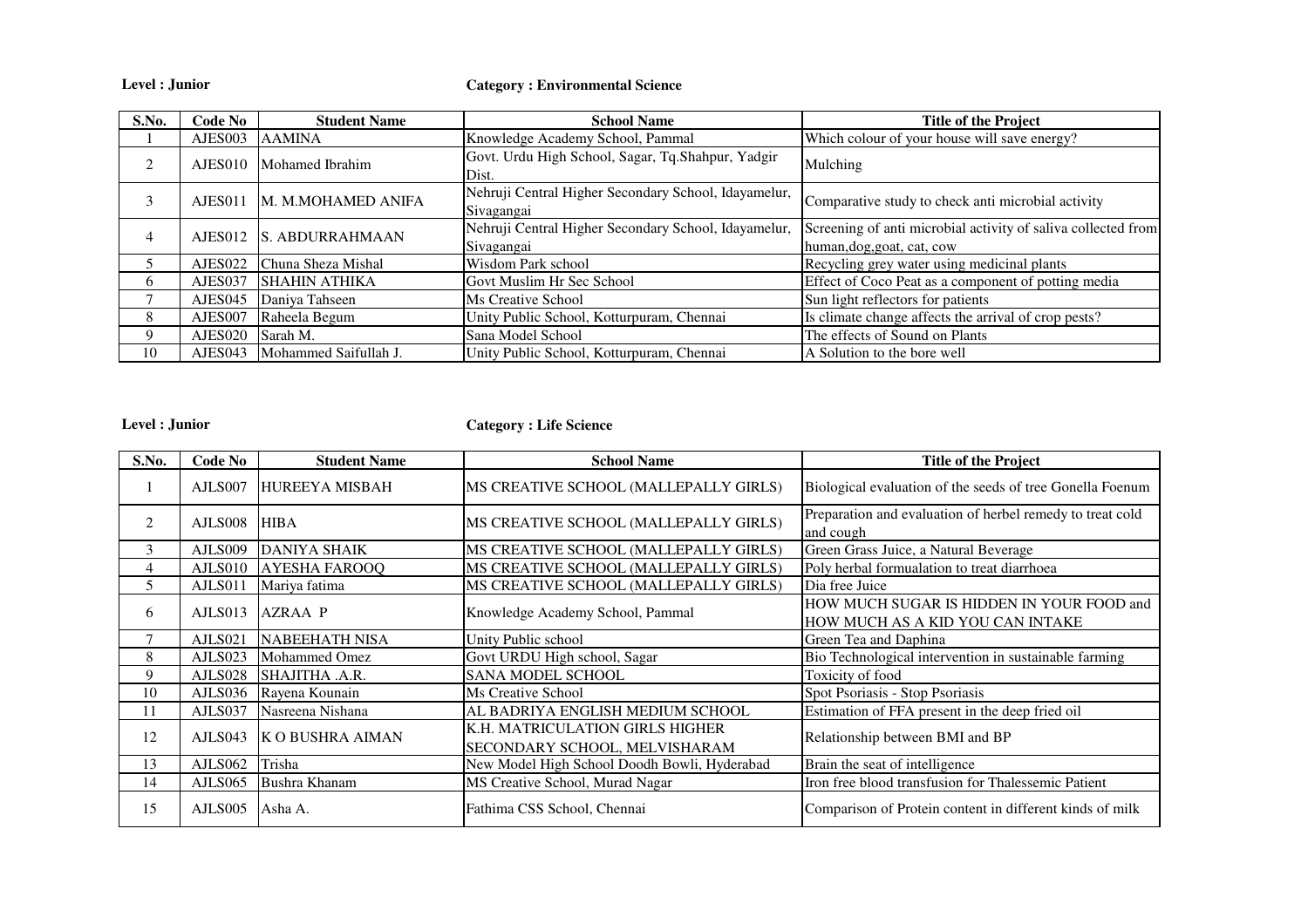**Level : Junior** **Category : Environmental Science**

| S.No. | Code No | Student Name | School Name | Title of the Project |
|---|---|---|---|---|
| 1 | AJES003 | AAMINA | Knowledge Academy School, Pammal | Which colour of your house will save energy? |
| 2 | AJES010 | Mohamed Ibrahim | Govt. Urdu High School, Sagar, Tq.Shahpur, Yadgir Dist. | Mulching |
| 3 | AJES011 | M. M.MOHAMED ANIFA | Nehruji Central Higher Secondary School, Idayamelur, Sivagangai | Comparative study to check anti microbial activity |
| 4 | AJES012 | S. ABDURRAHMAAN | Nehruji Central Higher Secondary School, Idayamelur, Sivagangai | Screening of anti microbial activity of saliva collected from human,dog,goat, cat, cow |
| 5 | AJES022 | Chuna Sheza Mishal | Wisdom Park school | Recycling grey water using medicinal plants |
| 6 | AJES037 | SHAHIN ATHIKA | Govt Muslim Hr Sec School | Effect of Coco Peat as a component of potting media |
| 7 | AJES045 | Daniya Tahseen | Ms Creative School | Sun light reflectors for patients |
| 8 | AJES007 | Raheela Begum | Unity Public School, Kotturpuram, Chennai | Is climate change affects the arrival of crop pests? |
| 9 | AJES020 | Sarah M. | Sana Model School | The effects of Sound on Plants |
| 10 | AJES043 | Mohammed Saifullah J. | Unity Public School, Kotturpuram, Chennai | A Solution to the bore well |

**Level : Junior** **Category : Life Science**

| S.No. | Code No | Student Name | School Name | Title of the Project |
|---|---|---|---|---|
| 1 | AJLS007 | HUREEYA MISBAH | MS CREATIVE SCHOOL (MALLEPALLY GIRLS) | Biological evaluation of the seeds of tree Gonella Foenum |
| 2 | AJLS008 | HIBA | MS CREATIVE SCHOOL (MALLEPALLY GIRLS) | Preparation and evaluation of herbel remedy to treat cold and cough |
| 3 | AJLS009 | DANIYA SHAIK | MS CREATIVE SCHOOL (MALLEPALLY GIRLS) | Green Grass Juice, a Natural Beverage |
| 4 | AJLS010 | AYESHA FAROOQ | MS CREATIVE SCHOOL (MALLEPALLY GIRLS) | Poly herbal formualation to treat diarrhoea |
| 5 | AJLS011 | Mariya fatima | MS CREATIVE SCHOOL (MALLEPALLY GIRLS) | Dia free Juice |
| 6 | AJLS013 | AZRAA P | Knowledge Academy School, Pammal | HOW MUCH SUGAR IS HIDDEN IN YOUR FOOD and HOW MUCH AS A KID YOU CAN INTAKE |
| 7 | AJLS021 | NABEEHATH NISA | Unity Public school | Green Tea and Daphina |
| 8 | AJLS023 | Mohammed Omez | Govt URDU High school, Sagar | Bio Technological intervention in sustainable farming |
| 9 | AJLS028 | SHAJITHA .A.R. | SANA MODEL SCHOOL | Toxicity of food |
| 10 | AJLS036 | Rayena Kounain | Ms Creative School | Spot Psoriasis - Stop Psoriasis |
| 11 | AJLS037 | Nasreena Nishana | AL BADRIYA ENGLISH MEDIUM SCHOOL | Estimation of FFA present in the deep fried oil |
| 12 | AJLS043 | K O BUSHRA AIMAN | K.H. MATRICULATION GIRLS HIGHER SECONDARY SCHOOL, MELVISHARAM | Relationship between BMI and BP |
| 13 | AJLS062 | Trisha | New Model High School Doodh Bowli, Hyderabad | Brain the seat of intelligence |
| 14 | AJLS065 | Bushra Khanam | MS Creative School, Murad Nagar | Iron free blood transfusion for Thalessemic Patient |
| 15 | AJLS005 | Asha A. | Fathima CSS School, Chennai | Comparison of Protein content in different kinds of milk |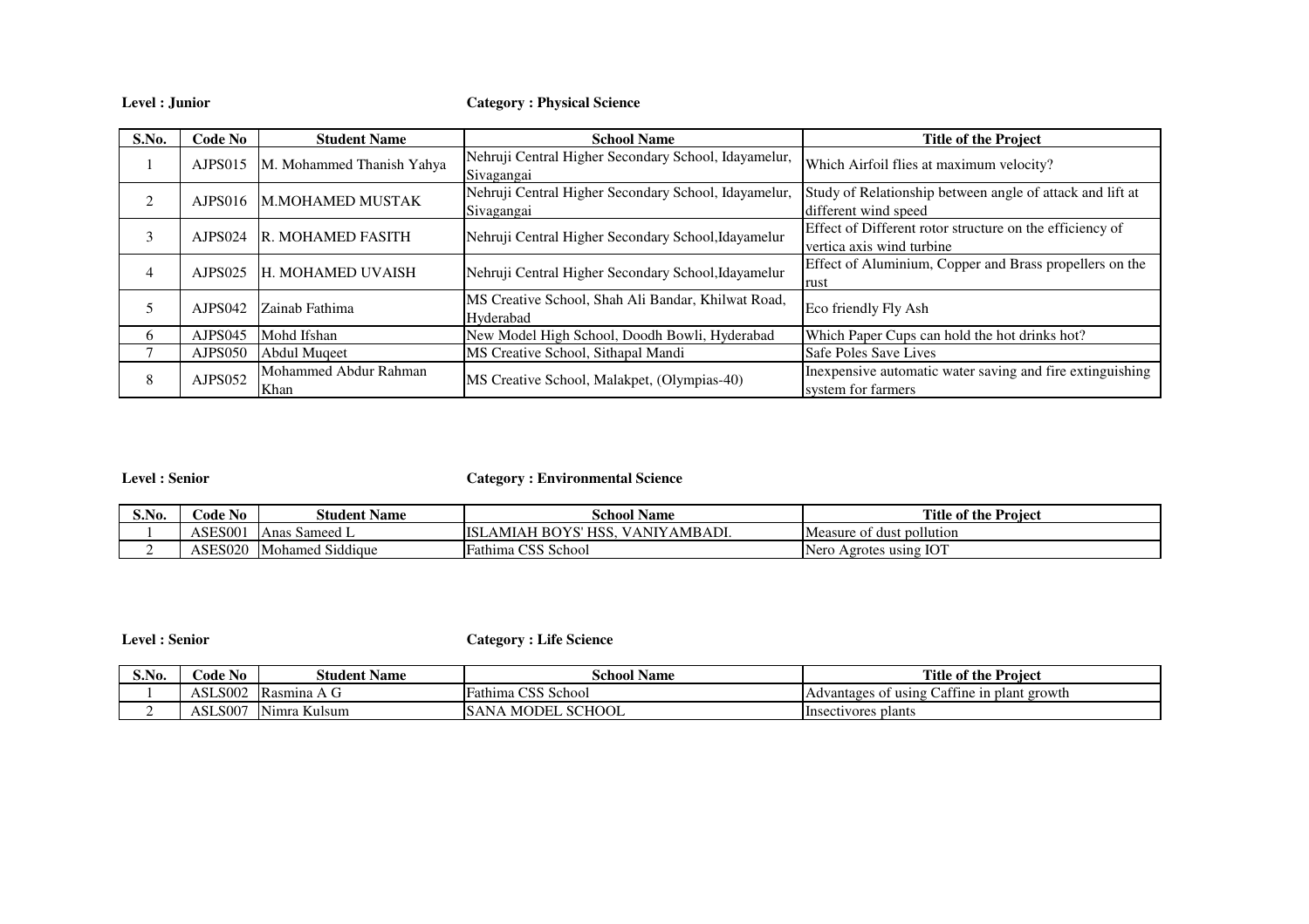**Level : Junior** **Category : Physical Science**

| S.No. | Code No | Student Name | School Name | Title of the Project |
|---|---|---|---|---|
| 1 | AJPS015 | M. Mohammed Thanish Yahya | Nehruji Central Higher Secondary School, Idayamelur, Sivagangai | Which Airfoil flies at maximum velocity? |
| 2 | AJPS016 | M.MOHAMED MUSTAK | Nehruji Central Higher Secondary School, Idayamelur, Sivagangai | Study of Relationship between angle of attack and lift at different wind speed |
| 3 | AJPS024 | R. MOHAMED FASITH | Nehruji Central Higher Secondary School,Idayamelur | Effect of Different rotor structure on the efficiency of vertica axis wind turbine |
| 4 | AJPS025 | H. MOHAMED UVAISH | Nehruji Central Higher Secondary School,Idayamelur | Effect of Aluminium, Copper and Brass propellers on the rust |
| 5 | AJPS042 | Zainab Fathima | MS Creative School, Shah Ali Bandar, Khilwat Road, Hyderabad | Eco friendly Fly Ash |
| 6 | AJPS045 | Mohd Ifshan | New Model High School, Doodh Bowli, Hyderabad | Which Paper Cups can hold the hot drinks hot? |
| 7 | AJPS050 | Abdul Muqeet | MS Creative School, Sithapal Mandi | Safe Poles Save Lives |
| 8 | AJPS052 | Mohammed Abdur Rahman Khan | MS Creative School, Malakpet, (Olympias-40) | Inexpensive automatic water saving and fire extinguishing system for farmers |

**Level : Senior** **Category : Environmental Science**

| S.No. | Code No | Student Name | School Name | Title of the Project |
|---|---|---|---|---|
| 1 | ASES001 | Anas Sameed L | ISLAMIAH BOYS' HSS, VANIYAMBADI. | Measure of dust pollution |
| 2 | ASES020 | Mohamed Siddique | Fathima CSS School | Nero Agrotes using IOT |

**Level : Senior** **Category : Life Science**

| S.No. | Code No | Student Name | School Name | Title of the Project |
|---|---|---|---|---|
| 1 | ASLS002 | Rasmina A G | Fathima CSS School | Advantages of using Caffine in plant growth |
| 2 | ASLS007 | Nimra Kulsum | SANA MODEL SCHOOL | Insectivores plants |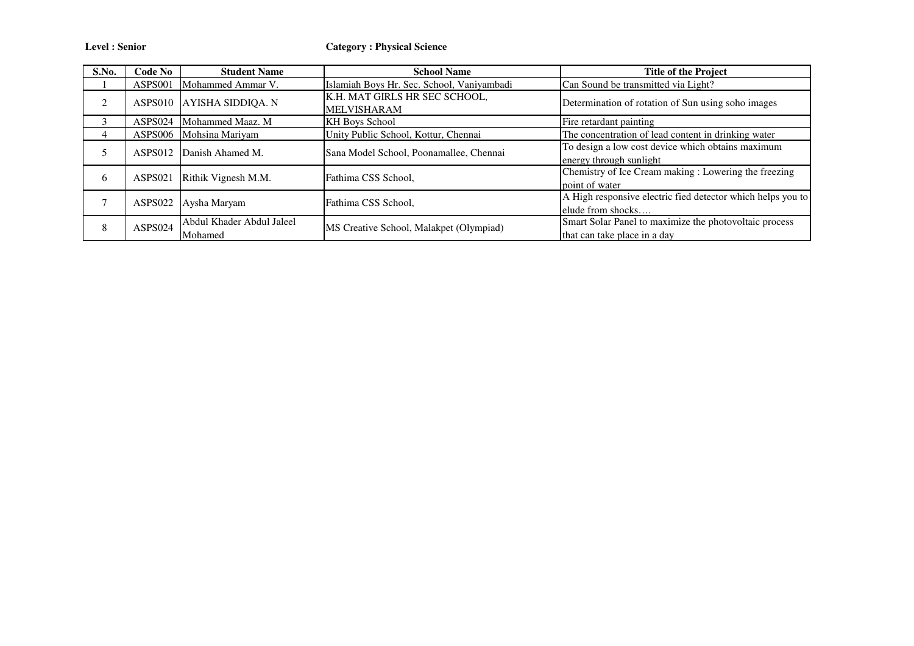**Level : Senior** **Category : Physical Science**

| S.No. | Code No | Student Name | School Name | Title of the Project |
|---|---|---|---|---|
| 1 | ASPS001 | Mohammed Ammar V. | Islamiah Boys Hr. Sec. School, Vaniyambadi | Can Sound be transmitted via Light? |
| 2 | ASPS010 | AYISHA SIDDIQA. N | K.H. MAT GIRLS HR SEC SCHOOL, MELVISHARAM | Determination of rotation of Sun using soho images |
| 3 | ASPS024 | Mohammed Maaz. M | KH Boys School | Fire retardant painting |
| 4 | ASPS006 | Mohsina Mariyam | Unity Public School, Kottur, Chennai | The concentration of lead content in drinking water |
| 5 | ASPS012 | Danish Ahamed M. | Sana Model School, Poonamallee, Chennai | To design a low cost device which obtains maximum energy through sunlight |
| 6 | ASPS021 | Rithik Vignesh M.M. | Fathima CSS School, | Chemistry of Ice Cream making : Lowering the freezing point of water |
| 7 | ASPS022 | Aysha Maryam | Fathima CSS School, | A High responsive electric fied detector which helps you to elude from shocks…. |
| 8 | ASPS024 | Abdul Khader Abdul Jaleel Mohamed | MS Creative School, Malakpet (Olympiad) | Smart Solar Panel to maximize the photovoltaic process that can take place in a day |